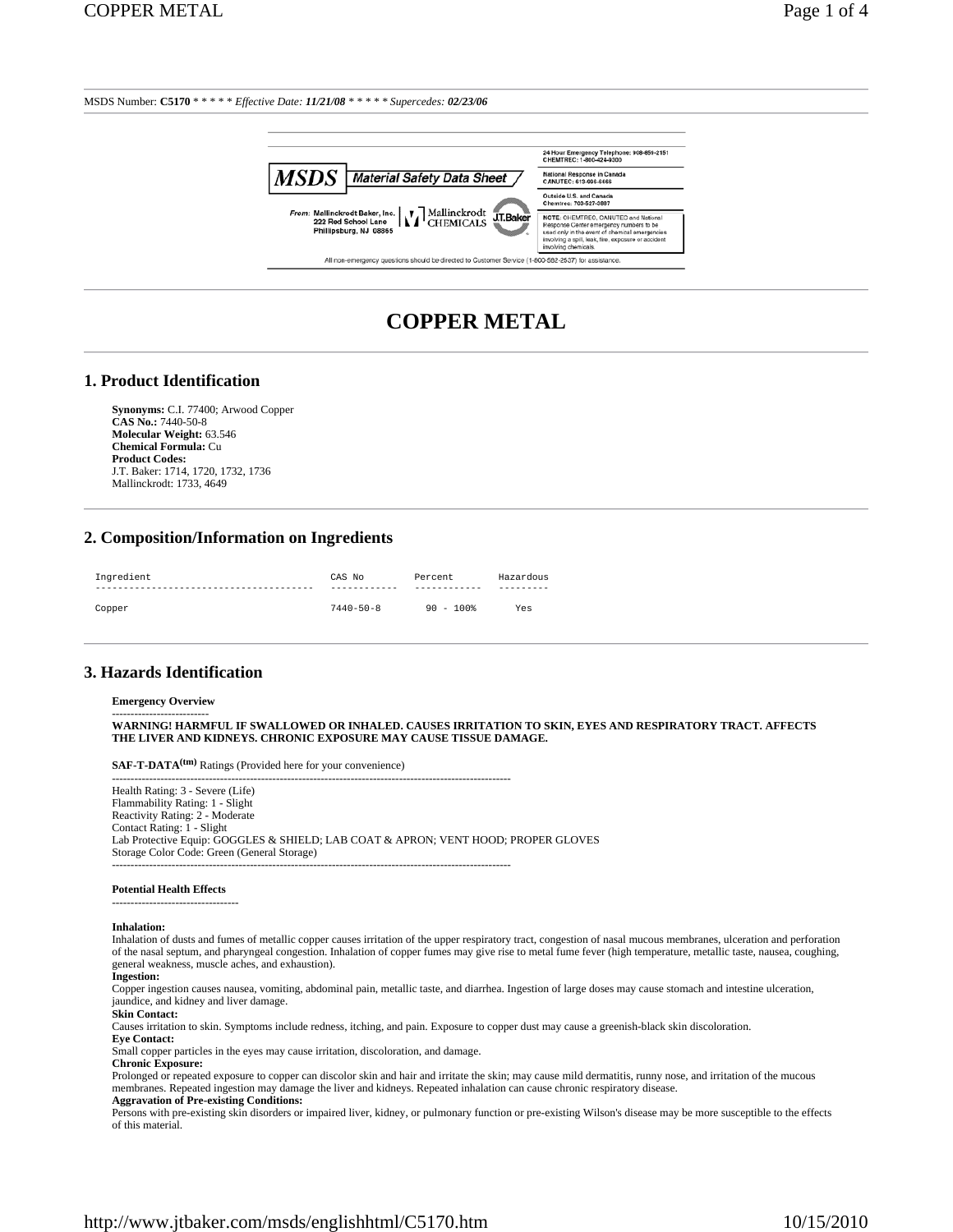MSDS Number: **C5170** * * * * * *Effective Date: **11/21/08*** * * * * * *Supercedes: **02/23/06***

MSDS Material Safety Data Sheet

From: Mallinckrodt Baker, Inc.
222 Red School Lane
Phillipsburg, NJ 08865

Mallinckrodt CHEMICALS J.T.Baker

24 Hour Emergency Telephone: 908-859-2151
CHEMTREC: 1-800-424-9300

National Response in Canada
CANUTEC: 613-996-6666

Outside U.S. and Canada
Chemtrec: 703-527-3887

NOTE: CHEMTREC, CANUTEC and National Response Center emergency numbers to be used only in the event of chemical emergencies involving a spill, leak, fire, exposure or accident involving chemicals.

All non-emergency questions should be directed to Customer Service (1-800-582-2537) for assistance.

# COPPER METAL

## 1. Product Identification

**Synonyms:** C.I. 77400; Arwood Copper
**CAS No.:** 7440-50-8
**Molecular Weight:** 63.546
**Chemical Formula:** Cu
**Product Codes:**
J.T. Baker: 1714, 1720, 1732, 1736
Mallinckrodt: 1733, 4649

## 2. Composition/Information on Ingredients

| Ingredient | CAS No | Percent | Hazardous |
|---|---|---|---|
| Copper | 7440-50-8 | 90 - 100% | Yes |

## 3. Hazards Identification

**Emergency Overview**

**WARNING! HARMFUL IF SWALLOWED OR INHALED. CAUSES IRRITATION TO SKIN, EYES AND RESPIRATORY TRACT. AFFECTS THE LIVER AND KIDNEYS. CHRONIC EXPOSURE MAY CAUSE TISSUE DAMAGE.**

**SAF-T-DATA(tm)** Ratings (Provided here for your convenience)

Health Rating: 3 - Severe (Life)
Flammability Rating: 1 - Slight
Reactivity Rating: 2 - Moderate
Contact Rating: 1 - Slight
Lab Protective Equip: GOGGLES & SHIELD; LAB COAT & APRON; VENT HOOD; PROPER GLOVES
Storage Color Code: Green (General Storage)

**Potential Health Effects**

**Inhalation:**
Inhalation of dusts and fumes of metallic copper causes irritation of the upper respiratory tract, congestion of nasal mucous membranes, ulceration and perforation of the nasal septum, and pharyngeal congestion. Inhalation of copper fumes may give rise to metal fume fever (high temperature, metallic taste, nausea, coughing, general weakness, muscle aches, and exhaustion).
**Ingestion:**
Copper ingestion causes nausea, vomiting, abdominal pain, metallic taste, and diarrhea. Ingestion of large doses may cause stomach and intestine ulceration, jaundice, and kidney and liver damage.
**Skin Contact:**
Causes irritation to skin. Symptoms include redness, itching, and pain. Exposure to copper dust may cause a greenish-black skin discoloration.
**Eye Contact:**
Small copper particles in the eyes may cause irritation, discoloration, and damage.
**Chronic Exposure:**
Prolonged or repeated exposure to copper can discolor skin and hair and irritate the skin; may cause mild dermatitis, runny nose, and irritation of the mucous membranes. Repeated ingestion may damage the liver and kidneys. Repeated inhalation can cause chronic respiratory disease.
**Aggravation of Pre-existing Conditions:**
Persons with pre-existing skin disorders or impaired liver, kidney, or pulmonary function or pre-existing Wilson's disease may be more susceptible to the effects of this material.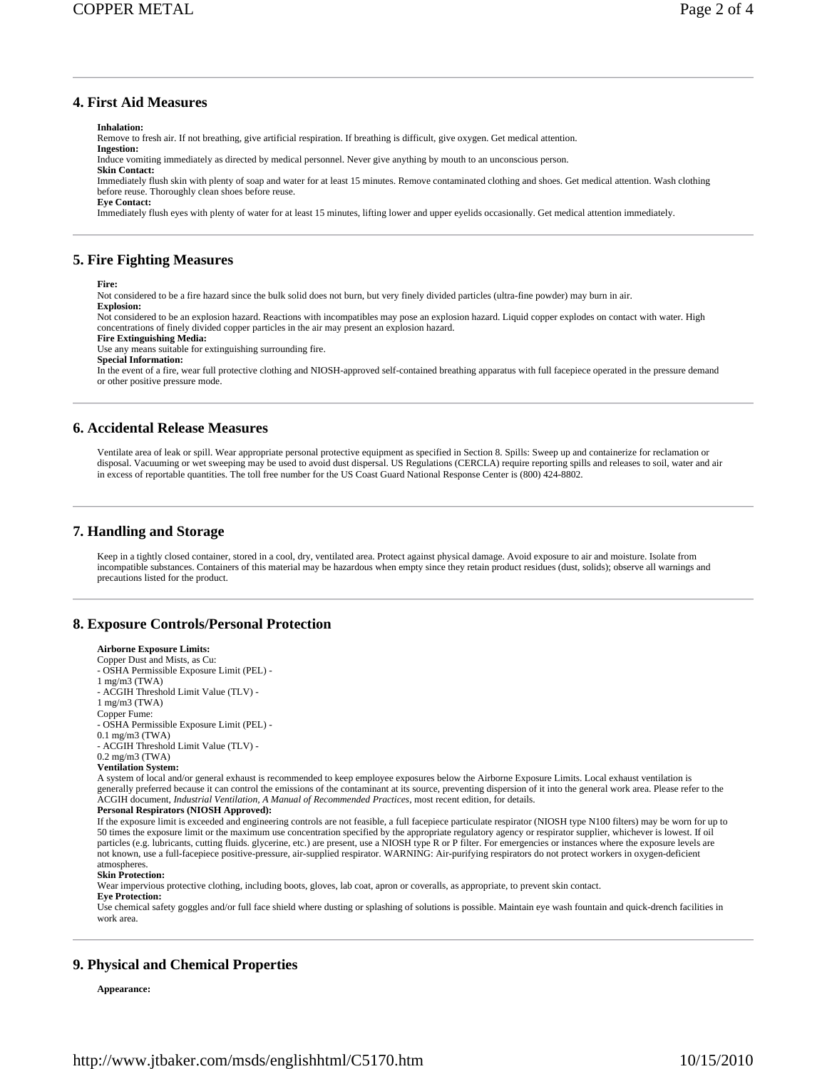## 4. First Aid Measures

**Inhalation:**
Remove to fresh air. If not breathing, give artificial respiration. If breathing is difficult, give oxygen. Get medical attention.
**Ingestion:**
Induce vomiting immediately as directed by medical personnel. Never give anything by mouth to an unconscious person.
**Skin Contact:**
Immediately flush skin with plenty of soap and water for at least 15 minutes. Remove contaminated clothing and shoes. Get medical attention. Wash clothing before reuse. Thoroughly clean shoes before reuse.
**Eye Contact:**
Immediately flush eyes with plenty of water for at least 15 minutes, lifting lower and upper eyelids occasionally. Get medical attention immediately.

## 5. Fire Fighting Measures

**Fire:**
Not considered to be a fire hazard since the bulk solid does not burn, but very finely divided particles (ultra-fine powder) may burn in air.
**Explosion:**
Not considered to be an explosion hazard. Reactions with incompatibles may pose an explosion hazard. Liquid copper explodes on contact with water. High concentrations of finely divided copper particles in the air may present an explosion hazard.
**Fire Extinguishing Media:**
Use any means suitable for extinguishing surrounding fire.
**Special Information:**
In the event of a fire, wear full protective clothing and NIOSH-approved self-contained breathing apparatus with full facepiece operated in the pressure demand or other positive pressure mode.

## 6. Accidental Release Measures

Ventilate area of leak or spill. Wear appropriate personal protective equipment as specified in Section 8. Spills: Sweep up and containerize for reclamation or disposal. Vacuuming or wet sweeping may be used to avoid dust dispersal. US Regulations (CERCLA) require reporting spills and releases to soil, water and air in excess of reportable quantities. The toll free number for the US Coast Guard National Response Center is (800) 424-8802.

## 7. Handling and Storage

Keep in a tightly closed container, stored in a cool, dry, ventilated area. Protect against physical damage. Avoid exposure to air and moisture. Isolate from incompatible substances. Containers of this material may be hazardous when empty since they retain product residues (dust, solids); observe all warnings and precautions listed for the product.

## 8. Exposure Controls/Personal Protection

**Airborne Exposure Limits:**
Copper Dust and Mists, as Cu:
- OSHA Permissible Exposure Limit (PEL) -
1 mg/m3 (TWA)
- ACGIH Threshold Limit Value (TLV) -
1 mg/m3 (TWA)

Copper Fume:
- OSHA Permissible Exposure Limit (PEL) -
0.1 mg/m3 (TWA)
- ACGIH Threshold Limit Value (TLV) -
0.2 mg/m3 (TWA)

**Ventilation System:**
A system of local and/or general exhaust is recommended to keep employee exposures below the Airborne Exposure Limits. Local exhaust ventilation is generally preferred because it can control the emissions of the contaminant at its source, preventing dispersion of it into the general work area. Please refer to the ACGIH document, *Industrial Ventilation, A Manual of Recommended Practices*, most recent edition, for details.
**Personal Respirators (NIOSH Approved):**
If the exposure limit is exceeded and engineering controls are not feasible, a full facepiece particulate respirator (NIOSH type N100 filters) may be worn for up to 50 times the exposure limit or the maximum use concentration specified by the appropriate regulatory agency or respirator supplier, whichever is lowest. If oil particles (e.g. lubricants, cutting fluids. glycerine, etc.) are present, use a NIOSH type R or P filter. For emergencies or instances where the exposure levels are not known, use a full-facepiece positive-pressure, air-supplied respirator. WARNING: Air-purifying respirators do not protect workers in oxygen-deficient atmospheres.
**Skin Protection:**
Wear impervious protective clothing, including boots, gloves, lab coat, apron or coveralls, as appropriate, to prevent skin contact.
**Eye Protection:**
Use chemical safety goggles and/or full face shield where dusting or splashing of solutions is possible. Maintain eye wash fountain and quick-drench facilities in work area.

## 9. Physical and Chemical Properties

**Appearance:**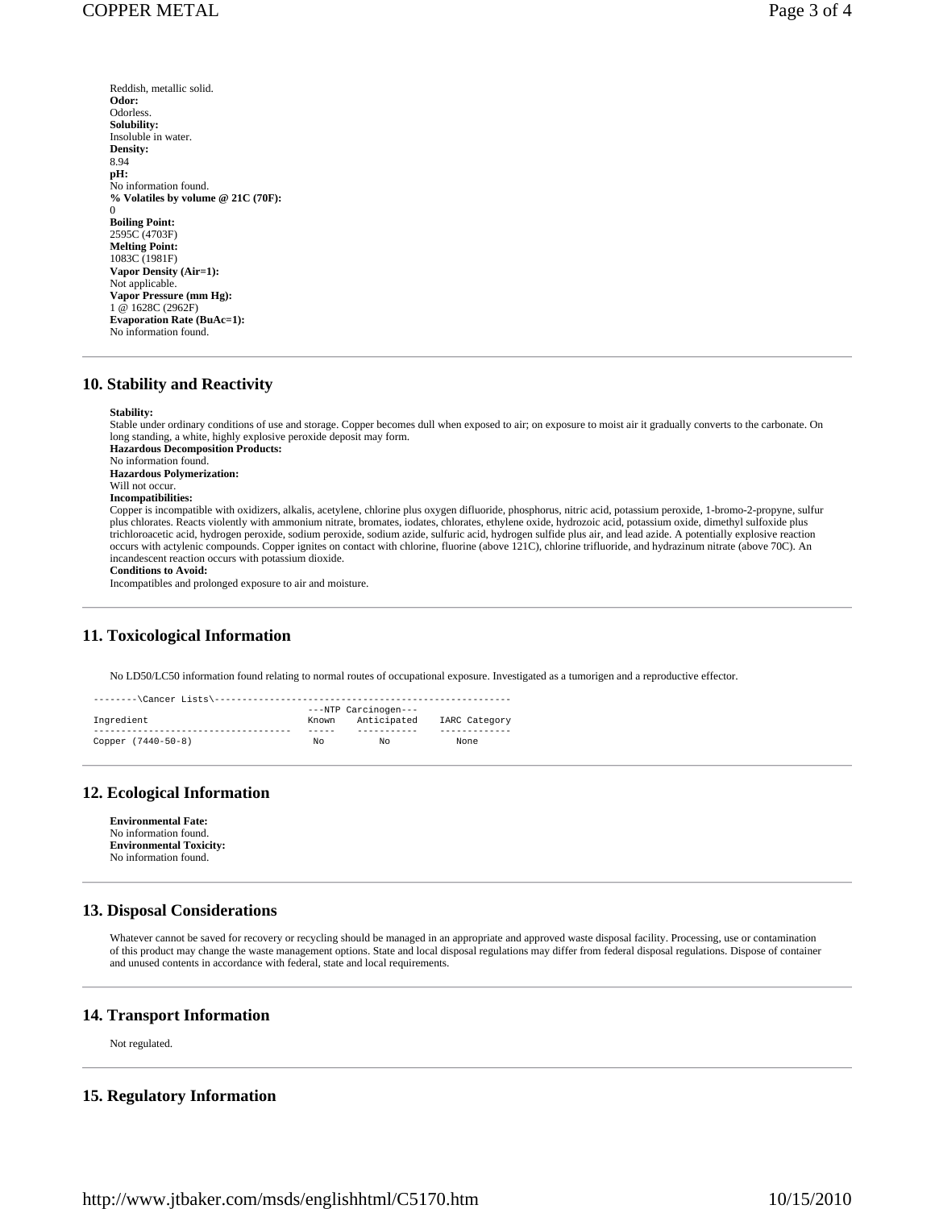Reddish, metallic solid.
**Odor:**
Odorless.
**Solubility:**
Insoluble in water.
**Density:**
8.94
**pH:**
No information found.
**% Volatiles by volume @ 21C (70F):**
0
**Boiling Point:**
2595C (4703F)
**Melting Point:**
1083C (1981F)
**Vapor Density (Air=1):**
Not applicable.
**Vapor Pressure (mm Hg):**
1 @ 1628C (2962F)
**Evaporation Rate (BuAc=1):**
No information found.

---

## 10. Stability and Reactivity

**Stability:**
Stable under ordinary conditions of use and storage. Copper becomes dull when exposed to air; on exposure to moist air it gradually converts to the carbonate. On long standing, a white, highly explosive peroxide deposit may form.
**Hazardous Decomposition Products:**
No information found.
**Hazardous Polymerization:**
Will not occur.
**Incompatibilities:**
Copper is incompatible with oxidizers, alkalis, acetylene, chlorine plus oxygen difluoride, phosphorus, nitric acid, potassium peroxide, 1-bromo-2-propyne, sulfur plus chlorates. Reacts violently with ammonium nitrate, bromates, iodates, chlorates, ethylene oxide, hydrozoic acid, potassium oxide, dimethyl sulfoxide plus trichloroacetic acid, hydrogen peroxide, sodium peroxide, sodium azide, sulfuric acid, hydrogen sulfide plus air, and lead azide. A potentially explosive reaction occurs with actylenic compounds. Copper ignites on contact with chlorine, fluorine (above 121C), chlorine trifluoride, and hydrazinum nitrate (above 70C). An incandescent reaction occurs with potassium dioxide.
**Conditions to Avoid:**
Incompatibles and prolonged exposure to air and moisture.

---

## 11. Toxicological Information

No LD50/LC50 information found relating to normal routes of occupational exposure. Investigated as a tumorigen and a reproductive effector.

```
--------\Cancer Lists\------------------------------------------------------
                                        ---NTP Carcinogen---
Ingredient                              Known    Anticipated    IARC Category
------------------------------------    -----    -----------    -------------
Copper (7440-50-8)                       No          No              None
```

---

## 12. Ecological Information

**Environmental Fate:**
No information found.
**Environmental Toxicity:**
No information found.

---

## 13. Disposal Considerations

Whatever cannot be saved for recovery or recycling should be managed in an appropriate and approved waste disposal facility. Processing, use or contamination of this product may change the waste management options. State and local disposal regulations may differ from federal disposal regulations. Dispose of container and unused contents in accordance with federal, state and local requirements.

---

## 14. Transport Information

Not regulated.

---

## 15. Regulatory Information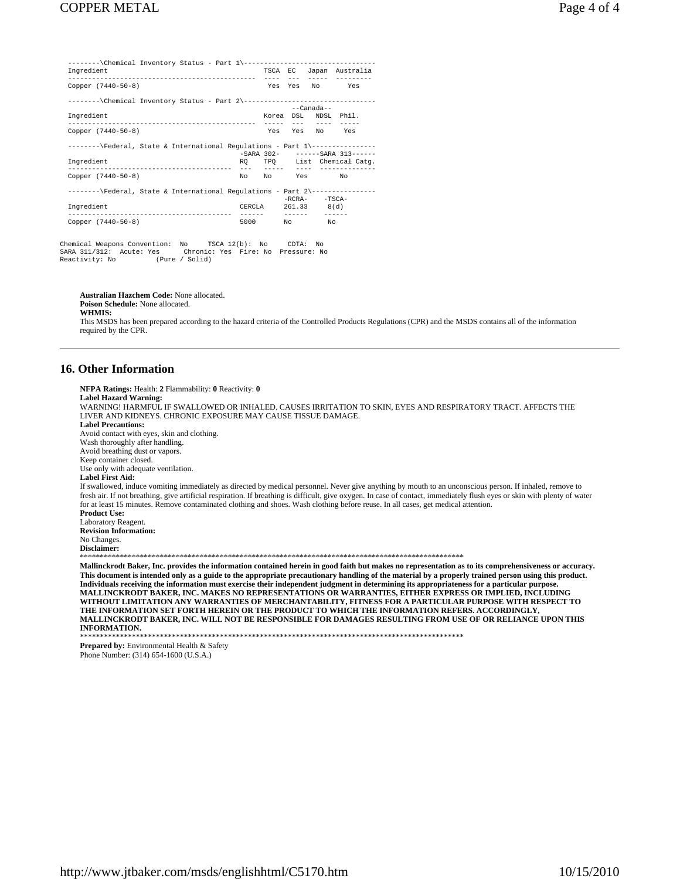--------\Chemical Inventory Status - Part 1\---------------------------------

| Ingredient | TSCA | EC | Japan | Australia |
|---|---|---|---|---|
| Copper (7440-50-8) | Yes | Yes | No | Yes |

--------\Chemical Inventory Status - Part 2\---------------------------------

| Ingredient | Korea | --Canada-- DSL | NDSL | Phil. |
|---|---|---|---|---|
| Copper (7440-50-8) | Yes | Yes | No | Yes |

--------\Federal, State & International Regulations - Part 1\----------------

| Ingredient | -SARA 302- RQ | TPQ | ------SARA 313------ List | Chemical Catg. |
|---|---|---|---|---|
| Copper (7440-50-8) | No | No | Yes | No |

--------\Federal, State & International Regulations - Part 2\----------------

| Ingredient | CERCLA | -RCRA- 261.33 | -TSCA- 8(d) |
|---|---|---|---|
| Copper (7440-50-8) | 5000 | No | No |

Chemical Weapons Convention: No TSCA 12(b): No CDTA: No
SARA 311/312: Acute: Yes Chronic: Yes Fire: No Pressure: No
Reactivity: No (Pure / Solid)

**Australian Hazchem Code:** None allocated.
**Poison Schedule:** None allocated.
**WHMIS:**
This MSDS has been prepared according to the hazard criteria of the Controlled Products Regulations (CPR) and the MSDS contains all of the information required by the CPR.

## 16. Other Information

**NFPA Ratings:** Health: **2** Flammability: **0** Reactivity: **0**
**Label Hazard Warning:**
WARNING! HARMFUL IF SWALLOWED OR INHALED. CAUSES IRRITATION TO SKIN, EYES AND RESPIRATORY TRACT. AFFECTS THE LIVER AND KIDNEYS. CHRONIC EXPOSURE MAY CAUSE TISSUE DAMAGE.
**Label Precautions:**
Avoid contact with eyes, skin and clothing.
Wash thoroughly after handling.
Avoid breathing dust or vapors.
Keep container closed.
Use only with adequate ventilation.
**Label First Aid:**
If swallowed, induce vomiting immediately as directed by medical personnel. Never give anything by mouth to an unconscious person. If inhaled, remove to fresh air. If not breathing, give artificial respiration. If breathing is difficult, give oxygen. In case of contact, immediately flush eyes or skin with plenty of water for at least 15 minutes. Remove contaminated clothing and shoes. Wash clothing before reuse. In all cases, get medical attention.
**Product Use:**
Laboratory Reagent.
**Revision Information:**
No Changes.
**Disclaimer:**
************************************************************************************************

**Mallinckrodt Baker, Inc. provides the information contained herein in good faith but makes no representation as to its comprehensiveness or accuracy. This document is intended only as a guide to the appropriate precautionary handling of the material by a properly trained person using this product. Individuals receiving the information must exercise their independent judgment in determining its appropriateness for a particular purpose. MALLINCKRODT BAKER, INC. MAKES NO REPRESENTATIONS OR WARRANTIES, EITHER EXPRESS OR IMPLIED, INCLUDING WITHOUT LIMITATION ANY WARRANTIES OF MERCHANTABILITY, FITNESS FOR A PARTICULAR PURPOSE WITH RESPECT TO THE INFORMATION SET FORTH HEREIN OR THE PRODUCT TO WHICH THE INFORMATION REFERS. ACCORDINGLY, MALLINCKRODT BAKER, INC. WILL NOT BE RESPONSIBLE FOR DAMAGES RESULTING FROM USE OF OR RELIANCE UPON THIS INFORMATION.**

************************************************************************************************

**Prepared by:** Environmental Health & Safety
Phone Number: (314) 654-1600 (U.S.A.)